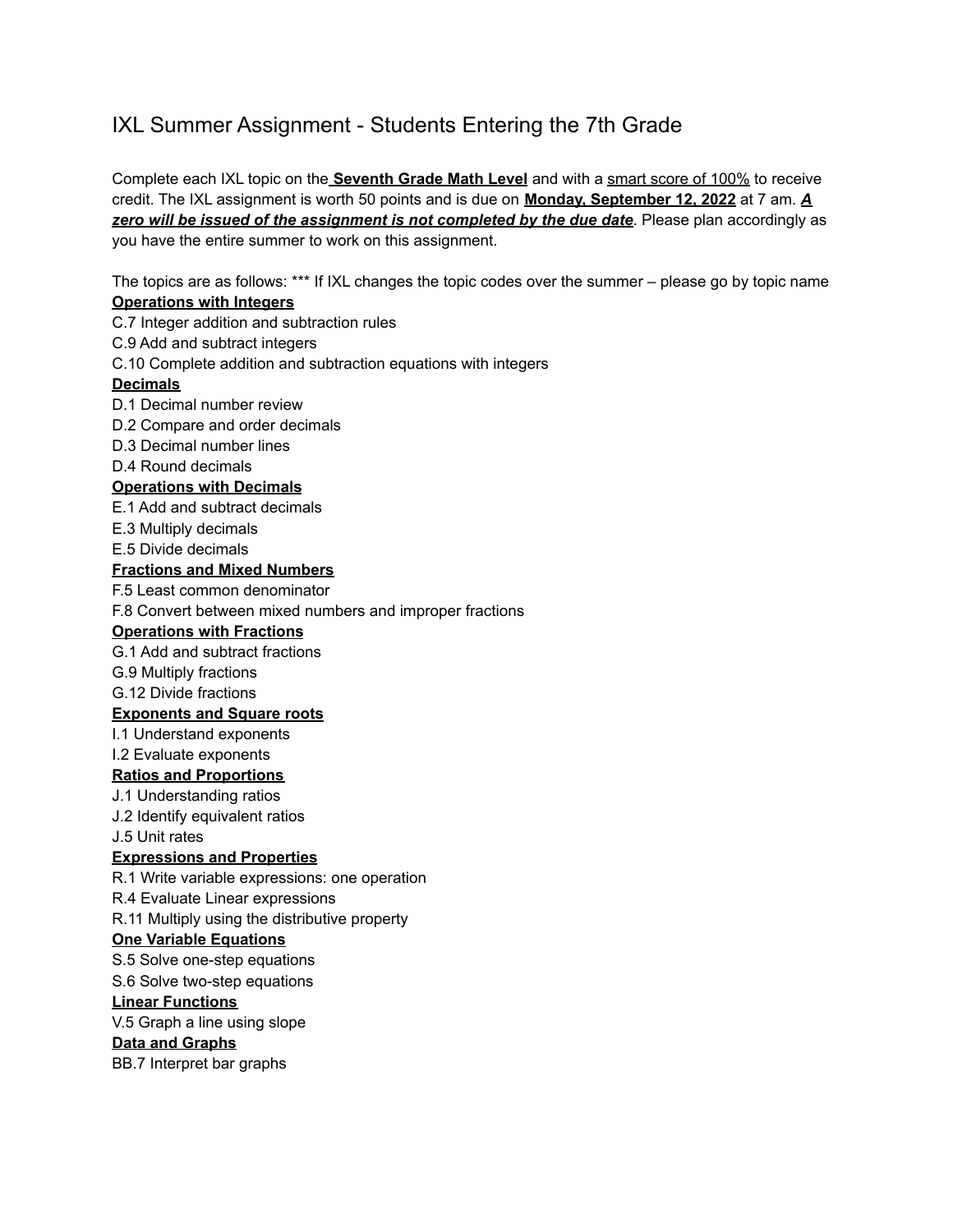# IXL Summer Assignment - Students Entering the 7th Grade

Complete each IXL topic on the **Seventh Grade Math Level** and with a smart score of 100% to receive credit. The IXL assignment is worth 50 points and is due on **Monday, September 12, 2022** at 7 am. ***A zero will be issued of the assignment is not completed by the due date***. Please plan accordingly as you have the entire summer to work on this assignment.

The topics are as follows: *** If IXL changes the topic codes over the summer – please go by topic name

**Operations with Integers**

C.7 Integer addition and subtraction rules
C.9 Add and subtract integers
C.10 Complete addition and subtraction equations with integers

**Decimals**

D.1 Decimal number review
D.2 Compare and order decimals
D.3 Decimal number lines
D.4 Round decimals

**Operations with Decimals**

E.1 Add and subtract decimals
E.3 Multiply decimals
E.5 Divide decimals

**Fractions and Mixed Numbers**

F.5 Least common denominator
F.8 Convert between mixed numbers and improper fractions

**Operations with Fractions**

G.1 Add and subtract fractions
G.9 Multiply fractions
G.12 Divide fractions

**Exponents and Square roots**

I.1 Understand exponents
I.2 Evaluate exponents

**Ratios and Proportions**

J.1 Understanding ratios
J.2 Identify equivalent ratios
J.5 Unit rates

**Expressions and Properties**

R.1 Write variable expressions: one operation
R.4 Evaluate Linear expressions
R.11 Multiply using the distributive property

**One Variable Equations**

S.5 Solve one-step equations
S.6 Solve two-step equations

**Linear Functions**

V.5 Graph a line using slope

**Data and Graphs**

BB.7 Interpret bar graphs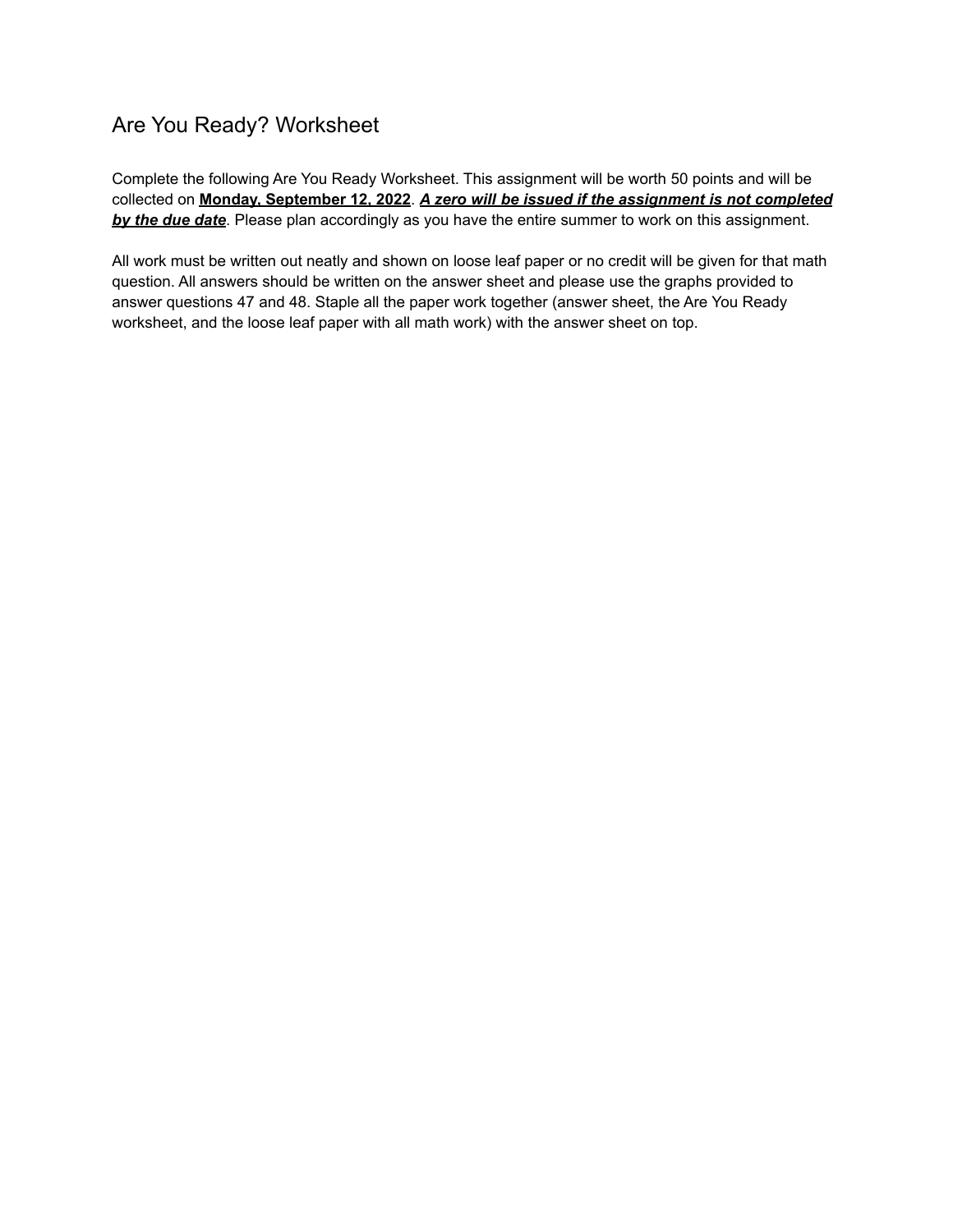# Are You Ready? Worksheet

Complete the following Are You Ready Worksheet. This assignment will be worth 50 points and will be collected on **<u>Monday, September 12, 2022</u>**. ***<u>A zero will be issued if the assignment is not completed by the due date</u>***. Please plan accordingly as you have the entire summer to work on this assignment.

All work must be written out neatly and shown on loose leaf paper or no credit will be given for that math question. All answers should be written on the answer sheet and please use the graphs provided to answer questions 47 and 48. Staple all the paper work together (answer sheet, the Are You Ready worksheet, and the loose leaf paper with all math work) with the answer sheet on top.